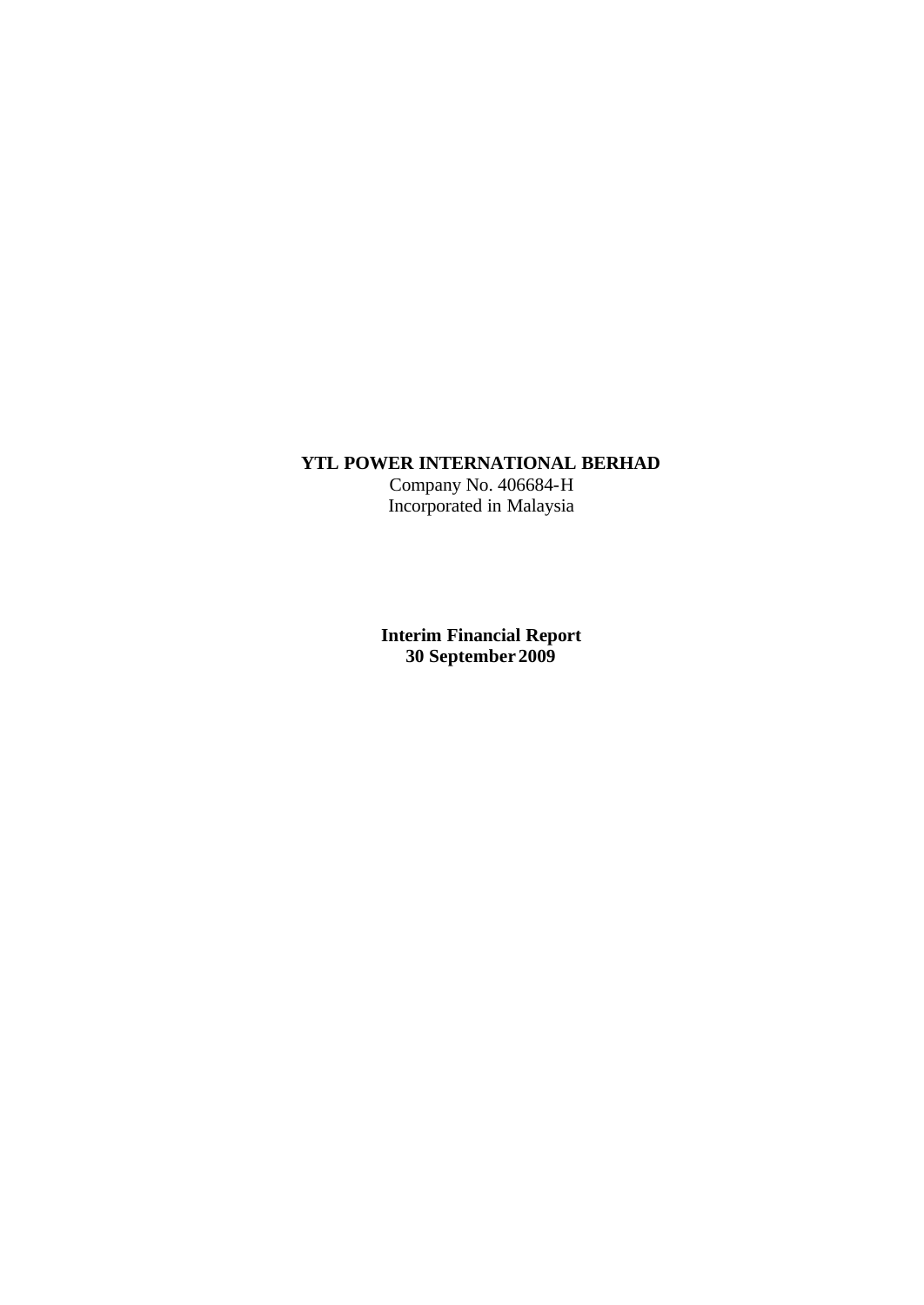**YTL POWER INTERNATIONAL BERHAD**
Company No. 406684-H
Incorporated in Malaysia

**Interim Financial Report**
**30 September 2009**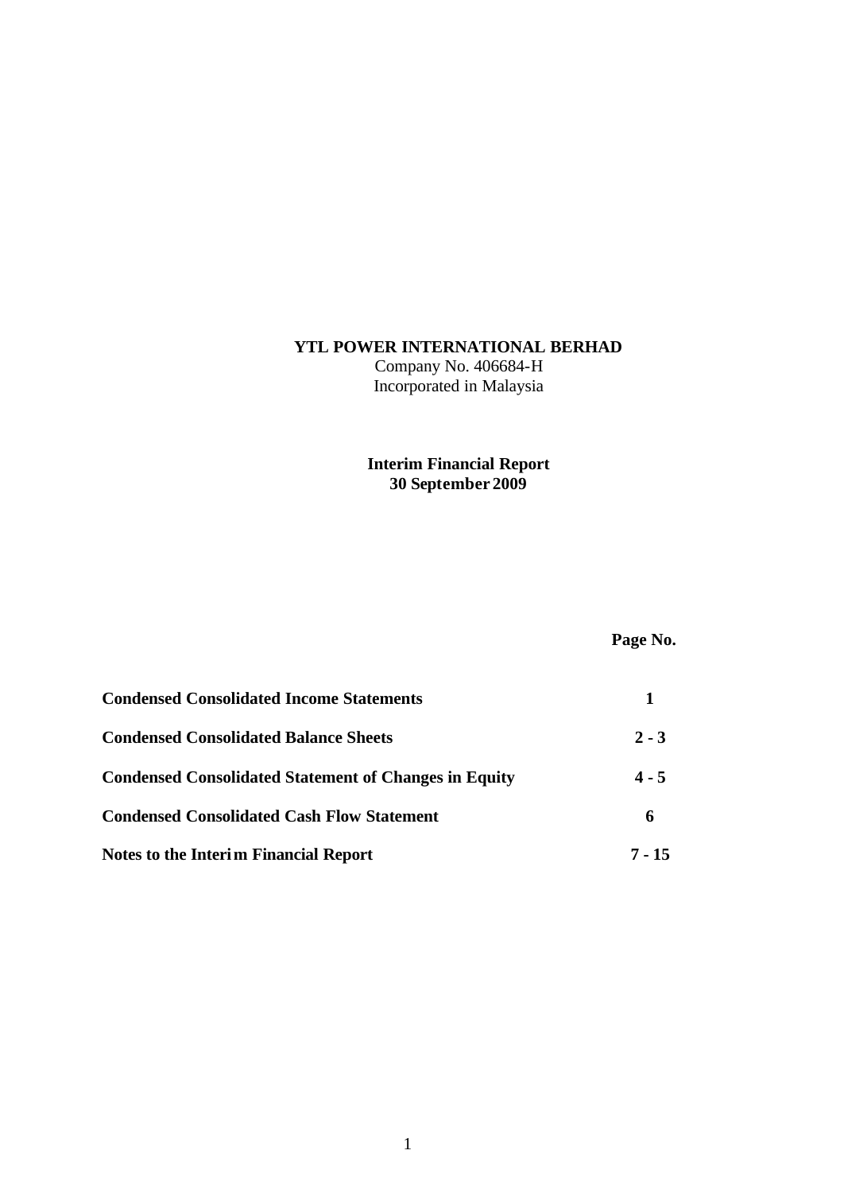**YTL POWER INTERNATIONAL BERHAD**

Company No. 406684-H

Incorporated in Malaysia

**Interim Financial Report**

**30 September 2009**

| | **Page No.** |
|---|---|
| **Condensed Consolidated Income Statements** | **1** |
| **Condensed Consolidated Balance Sheets** | **2 - 3** |
| **Condensed Consolidated Statement of Changes in Equity** | **4 - 5** |
| **Condensed Consolidated Cash Flow Statement** | **6** |
| **Notes to the Interim Financial Report** | **7 - 15** |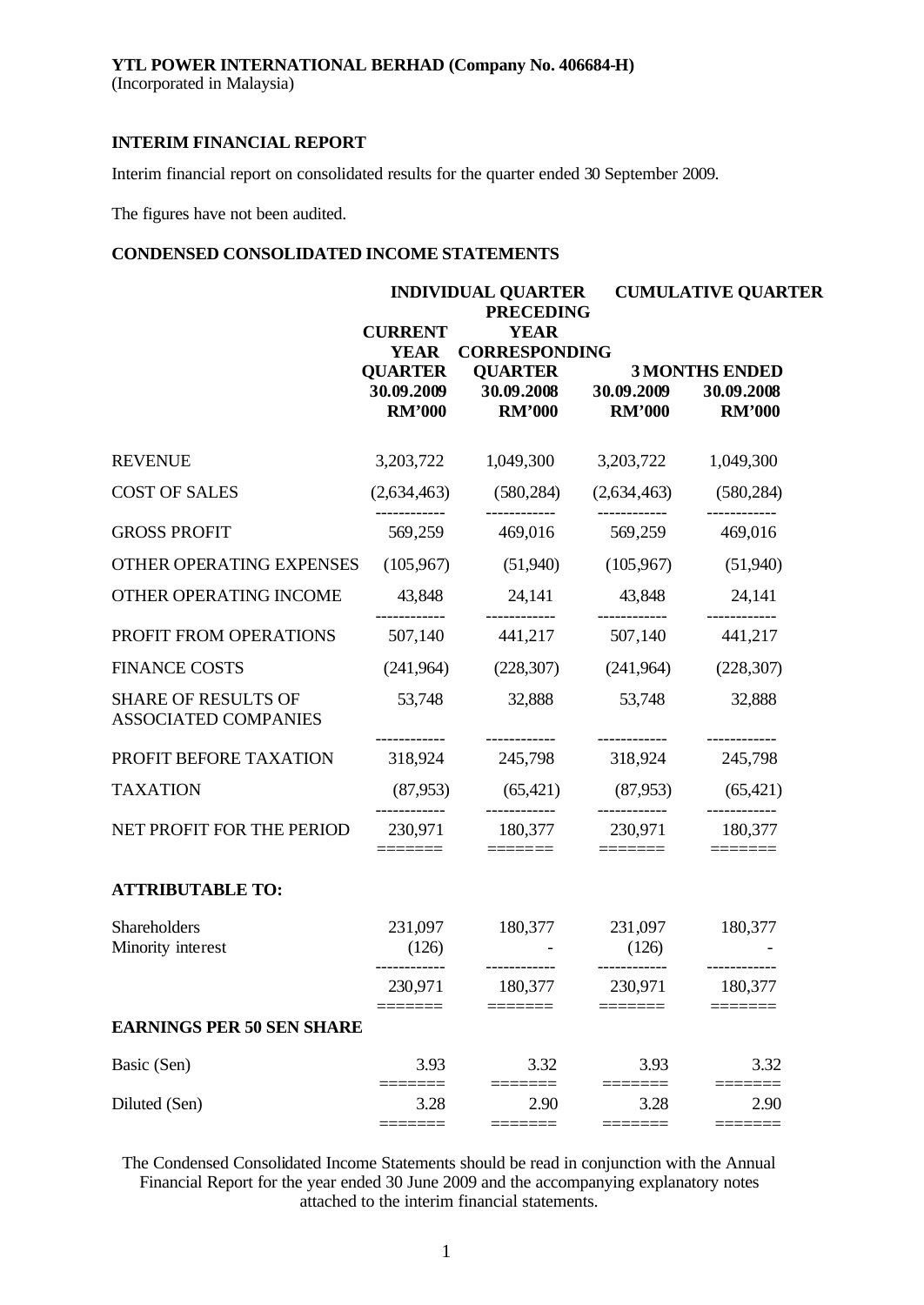**YTL POWER INTERNATIONAL BERHAD (Company No. 406684-H)**
(Incorporated in Malaysia)

## INTERIM FINANCIAL REPORT

Interim financial report on consolidated results for the quarter ended 30 September 2009.

The figures have not been audited.

### CONDENSED CONSOLIDATED INCOME STATEMENTS

| | INDIVIDUAL QUARTER | | CUMULATIVE QUARTER | |
|---|---|---|---|---|
| | CURRENT YEAR QUARTER | PRECEDING YEAR CORRESPONDING QUARTER | 3 MONTHS ENDED | |
| | 30.09.2009 | 30.09.2008 | 30.09.2009 | 30.09.2008 |
| | RM'000 | RM'000 | RM'000 | RM'000 |
| REVENUE | 3,203,722 | 1,049,300 | 3,203,722 | 1,049,300 |
| COST OF SALES | (2,634,463) | (580,284) | (2,634,463) | (580,284) |
| GROSS PROFIT | 569,259 | 469,016 | 569,259 | 469,016 |
| OTHER OPERATING EXPENSES | (105,967) | (51,940) | (105,967) | (51,940) |
| OTHER OPERATING INCOME | 43,848 | 24,141 | 43,848 | 24,141 |
| PROFIT FROM OPERATIONS | 507,140 | 441,217 | 507,140 | 441,217 |
| FINANCE COSTS | (241,964) | (228,307) | (241,964) | (228,307) |
| SHARE OF RESULTS OF ASSOCIATED COMPANIES | 53,748 | 32,888 | 53,748 | 32,888 |
| PROFIT BEFORE TAXATION | 318,924 | 245,798 | 318,924 | 245,798 |
| TAXATION | (87,953) | (65,421) | (87,953) | (65,421) |
| NET PROFIT FOR THE PERIOD | 230,971 | 180,377 | 230,971 | 180,377 |
| **ATTRIBUTABLE TO:** | | | | |
| Shareholders | 231,097 | 180,377 | 231,097 | 180,377 |
| Minority interest | (126) | - | (126) | - |
| | 230,971 | 180,377 | 230,971 | 180,377 |
| **EARNINGS PER 50 SEN SHARE** | | | | |
| Basic (Sen) | 3.93 | 3.32 | 3.93 | 3.32 |
| Diluted (Sen) | 3.28 | 2.90 | 3.28 | 2.90 |

The Condensed Consolidated Income Statements should be read in conjunction with the Annual Financial Report for the year ended 30 June 2009 and the accompanying explanatory notes attached to the interim financial statements.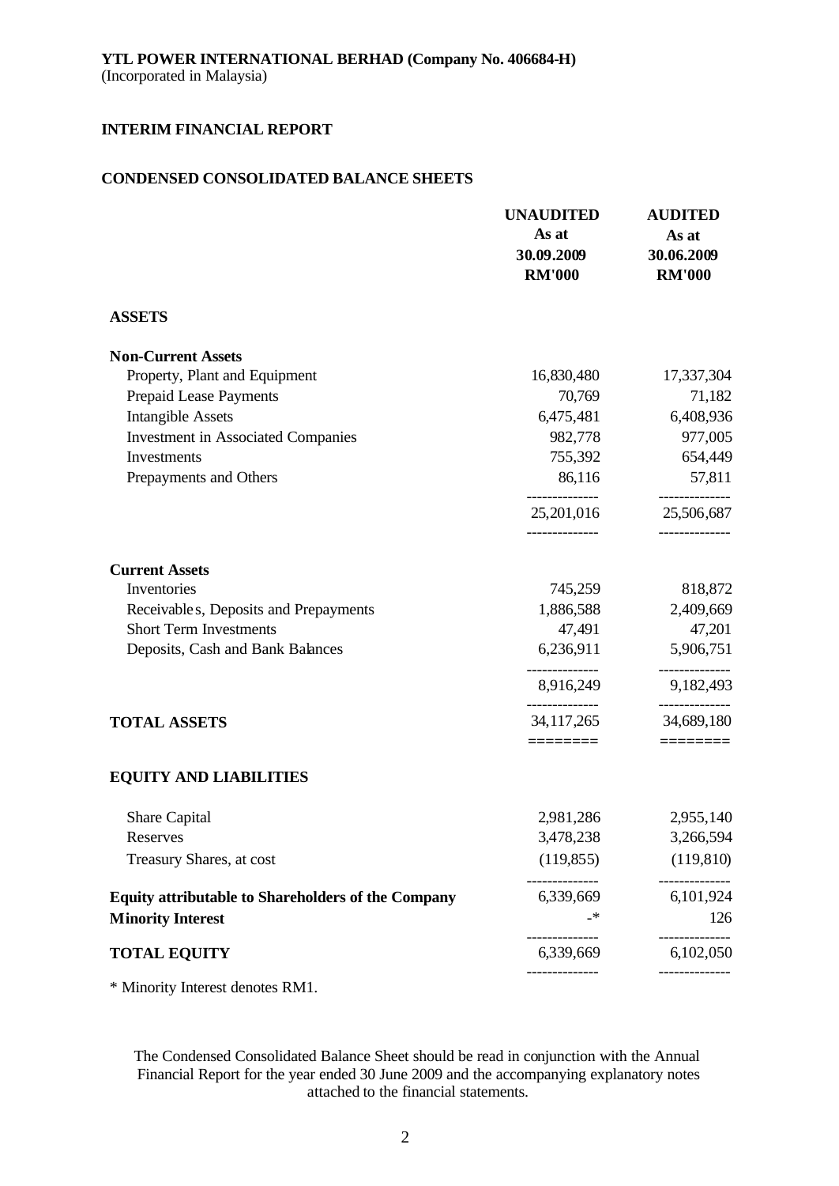**YTL POWER INTERNATIONAL BERHAD (Company No. 406684-H)**
(Incorporated in Malaysia)

**INTERIM FINANCIAL REPORT**

**CONDENSED CONSOLIDATED BALANCE SHEETS**

| | **UNAUDITED As at 30.09.2009 RM'000** | **AUDITED As at 30.06.2009 RM'000** |
|---|---|---|
| **ASSETS** | | |
| **Non-Current Assets** | | |
| Property, Plant and Equipment | 16,830,480 | 17,337,304 |
| Prepaid Lease Payments | 70,769 | 71,182 |
| Intangible Assets | 6,475,481 | 6,408,936 |
| Investment in Associated Companies | 982,778 | 977,005 |
| Investments | 755,392 | 654,449 |
| Prepayments and Others | 86,116 | 57,811 |
| | 25,201,016 | 25,506,687 |
| **Current Assets** | | |
| Inventories | 745,259 | 818,872 |
| Receivables, Deposits and Prepayments | 1,886,588 | 2,409,669 |
| Short Term Investments | 47,491 | 47,201 |
| Deposits, Cash and Bank Balances | 6,236,911 | 5,906,751 |
| | 8,916,249 | 9,182,493 |
| **TOTAL ASSETS** | 34,117,265 | 34,689,180 |
| **EQUITY AND LIABILITIES** | | |
| Share Capital | 2,981,286 | 2,955,140 |
| Reserves | 3,478,238 | 3,266,594 |
| Treasury Shares, at cost | (119,855) | (119,810) |
| **Equity attributable to Shareholders of the Company** | 6,339,669 | 6,101,924 |
| **Minority Interest** | -* | 126 |
| **TOTAL EQUITY** | 6,339,669 | 6,102,050 |

* Minority Interest denotes RM1.

The Condensed Consolidated Balance Sheet should be read in conjunction with the Annual Financial Report for the year ended 30 June 2009 and the accompanying explanatory notes attached to the financial statements.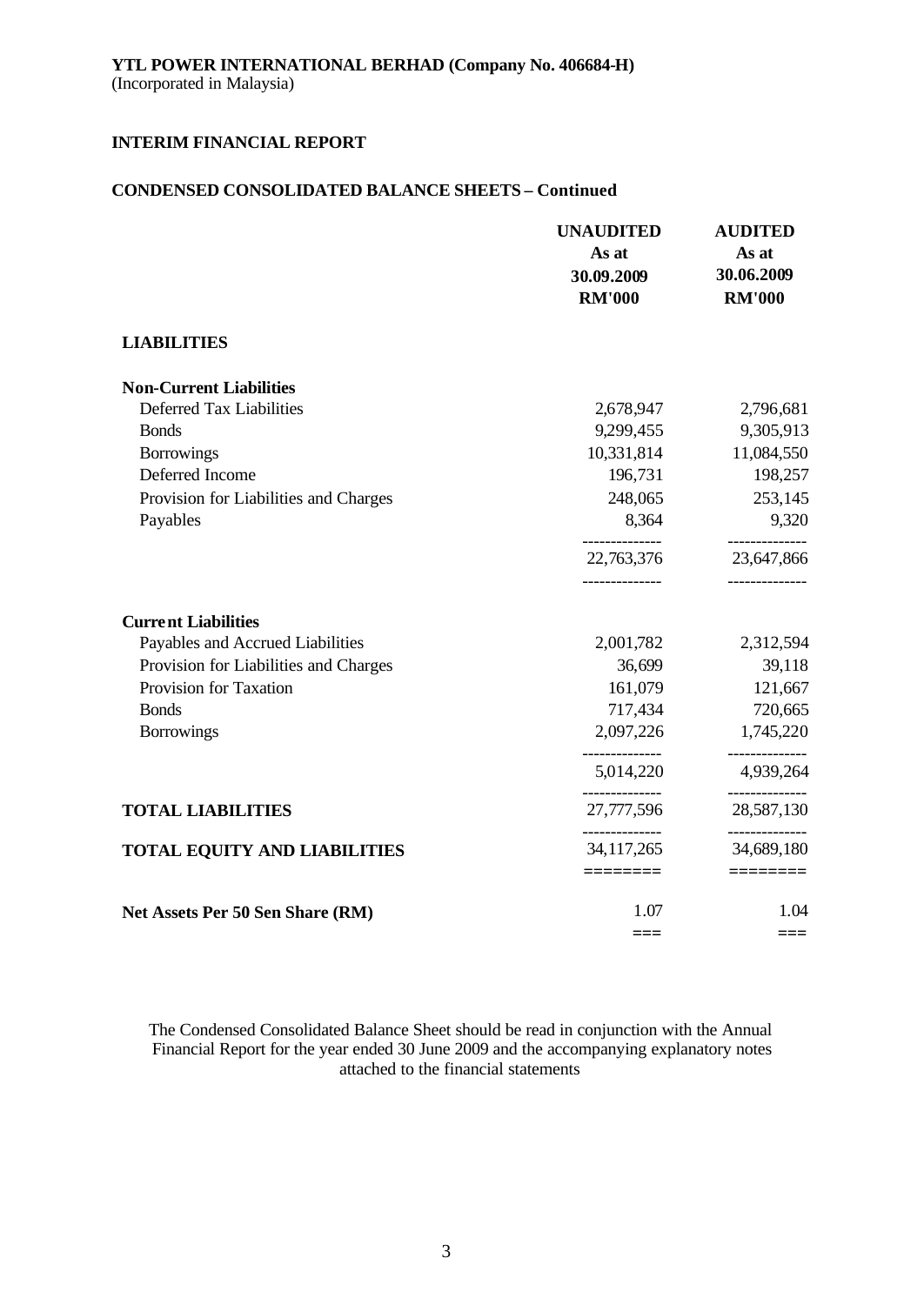**YTL POWER INTERNATIONAL BERHAD (Company No. 406684-H)**
(Incorporated in Malaysia)

**INTERIM FINANCIAL REPORT**

**CONDENSED CONSOLIDATED BALANCE SHEETS – Continued**

| | UNAUDITED As at 30.09.2009 RM'000 | AUDITED As at 30.06.2009 RM'000 |
|---|---|---|
| **LIABILITIES** | | |
| **Non-Current Liabilities** | | |
| Deferred Tax Liabilities | 2,678,947 | 2,796,681 |
| Bonds | 9,299,455 | 9,305,913 |
| Borrowings | 10,331,814 | 11,084,550 |
| Deferred Income | 196,731 | 198,257 |
| Provision for Liabilities and Charges | 248,065 | 253,145 |
| Payables | 8,364 | 9,320 |
| | 22,763,376 | 23,647,866 |
| **Current Liabilities** | | |
| Payables and Accrued Liabilities | 2,001,782 | 2,312,594 |
| Provision for Liabilities and Charges | 36,699 | 39,118 |
| Provision for Taxation | 161,079 | 121,667 |
| Bonds | 717,434 | 720,665 |
| Borrowings | 2,097,226 | 1,745,220 |
| | 5,014,220 | 4,939,264 |
| **TOTAL LIABILITIES** | 27,777,596 | 28,587,130 |
| **TOTAL EQUITY AND LIABILITIES** | 34,117,265 | 34,689,180 |
| **Net Assets Per 50 Sen Share (RM)** | 1.07 | 1.04 |

The Condensed Consolidated Balance Sheet should be read in conjunction with the Annual Financial Report for the year ended 30 June 2009 and the accompanying explanatory notes attached to the financial statements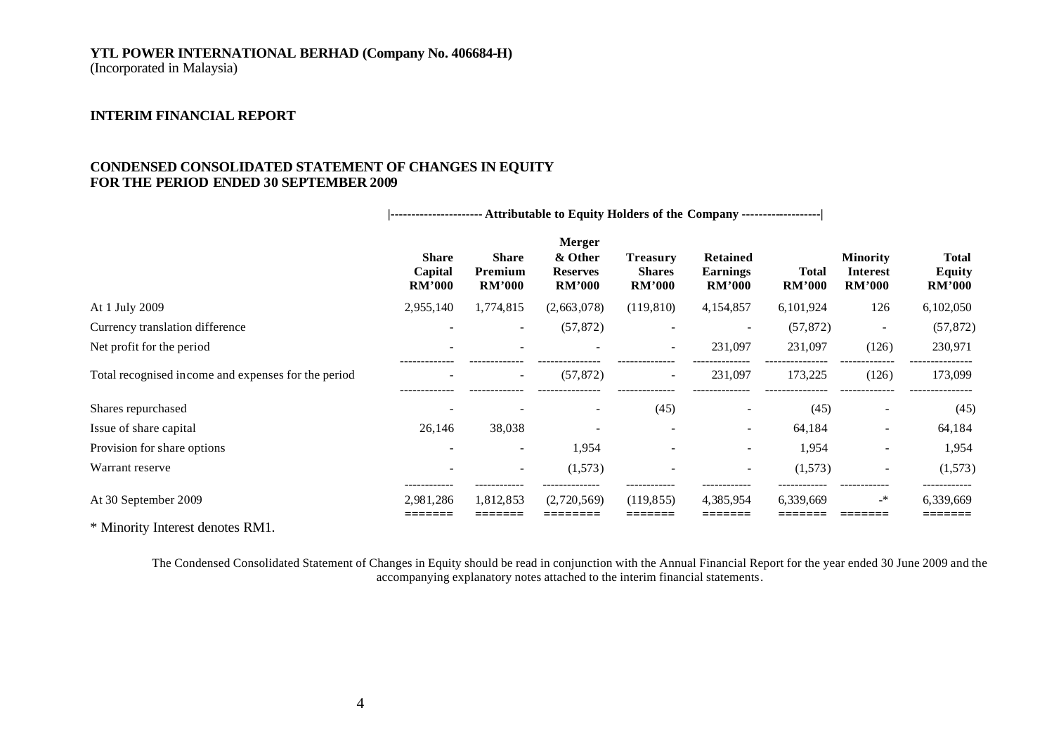**YTL POWER INTERNATIONAL BERHAD (Company No. 406684-H)**
(Incorporated in Malaysia)

**INTERIM FINANCIAL REPORT**

**CONDENSED CONSOLIDATED STATEMENT OF CHANGES IN EQUITY**
**FOR THE PERIOD ENDED 30 SEPTEMBER 2009**

| | Attributable to Equity Holders of the Company | | | | | | | |
|---|---|---|---|---|---|---|---|---|
| | **Share Capital RM'000** | **Share Premium RM'000** | **Merger & Other Reserves RM'000** | **Treasury Shares RM'000** | **Retained Earnings RM'000** | **Total RM'000** | **Minority Interest RM'000** | **Total Equity RM'000** |
| At 1 July 2009 | 2,955,140 | 1,774,815 | (2,663,078) | (119,810) | 4,154,857 | 6,101,924 | 126 | 6,102,050 |
| Currency translation difference | - | - | (57,872) | - | - | (57,872) | - | (57,872) |
| Net profit for the period | - | - | - | - | 231,097 | 231,097 | (126) | 230,971 |
| Total recognised income and expenses for the period | - | - | (57,872) | - | 231,097 | 173,225 | (126) | 173,099 |
| Shares repurchased | - | - | - | (45) | - | (45) | - | (45) |
| Issue of share capital | 26,146 | 38,038 | - | - | - | 64,184 | - | 64,184 |
| Provision for share options | - | - | 1,954 | - | - | 1,954 | - | 1,954 |
| Warrant reserve | - | - | (1,573) | - | - | (1,573) | - | (1,573) |
| At 30 September 2009 | 2,981,286 | 1,812,853 | (2,720,569) | (119,855) | 4,385,954 | 6,339,669 | -* | 6,339,669 |

* Minority Interest denotes RM1.

The Condensed Consolidated Statement of Changes in Equity should be read in conjunction with the Annual Financial Report for the year ended 30 June 2009 and the accompanying explanatory notes attached to the interim financial statements.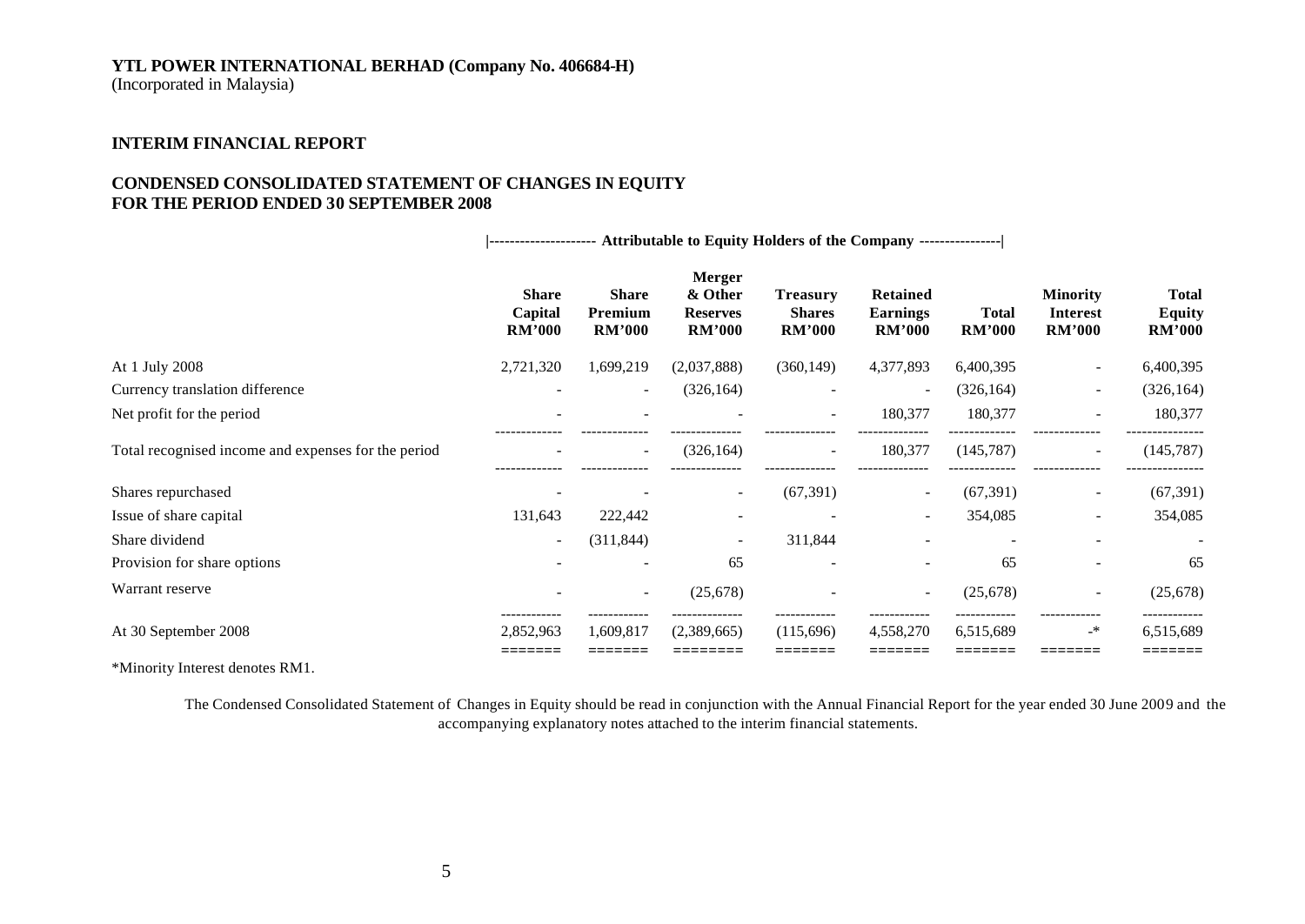**YTL POWER INTERNATIONAL BERHAD (Company No. 406684-H)**
(Incorporated in Malaysia)

**INTERIM FINANCIAL REPORT**

**CONDENSED CONSOLIDATED STATEMENT OF CHANGES IN EQUITY**
**FOR THE PERIOD ENDED 30 SEPTEMBER 2008**

| | Attributable to Equity Holders of the Company | | | | | | | |
|---|---|---|---|---|---|---|---|---|
| | **Share Capital RM'000** | **Share Premium RM'000** | **Merger & Other Reserves RM'000** | **Treasury Shares RM'000** | **Retained Earnings RM'000** | **Total RM'000** | **Minority Interest RM'000** | **Total Equity RM'000** |
| At 1 July 2008 | 2,721,320 | 1,699,219 | (2,037,888) | (360,149) | 4,377,893 | 6,400,395 | - | 6,400,395 |
| Currency translation difference | - | - | (326,164) | - | - | (326,164) | - | (326,164) |
| Net profit for the period | - | - | - | - | 180,377 | 180,377 | - | 180,377 |
| Total recognised income and expenses for the period | - | - | (326,164) | - | 180,377 | (145,787) | - | (145,787) |
| Shares repurchased | - | - | - | (67,391) | - | (67,391) | - | (67,391) |
| Issue of share capital | 131,643 | 222,442 | - | - | - | 354,085 | - | 354,085 |
| Share dividend | - | (311,844) | - | 311,844 | - | - | - | - |
| Provision for share options | - | - | 65 | - | - | 65 | - | 65 |
| Warrant reserve | - | - | (25,678) | - | - | (25,678) | - | (25,678) |
| At 30 September 2008 | 2,852,963 | 1,609,817 | (2,389,665) | (115,696) | 4,558,270 | 6,515,689 | -* | 6,515,689 |

*Minority Interest denotes RM1.

The Condensed Consolidated Statement of Changes in Equity should be read in conjunction with the Annual Financial Report for the year ended 30 June 2009 and the accompanying explanatory notes attached to the interim financial statements.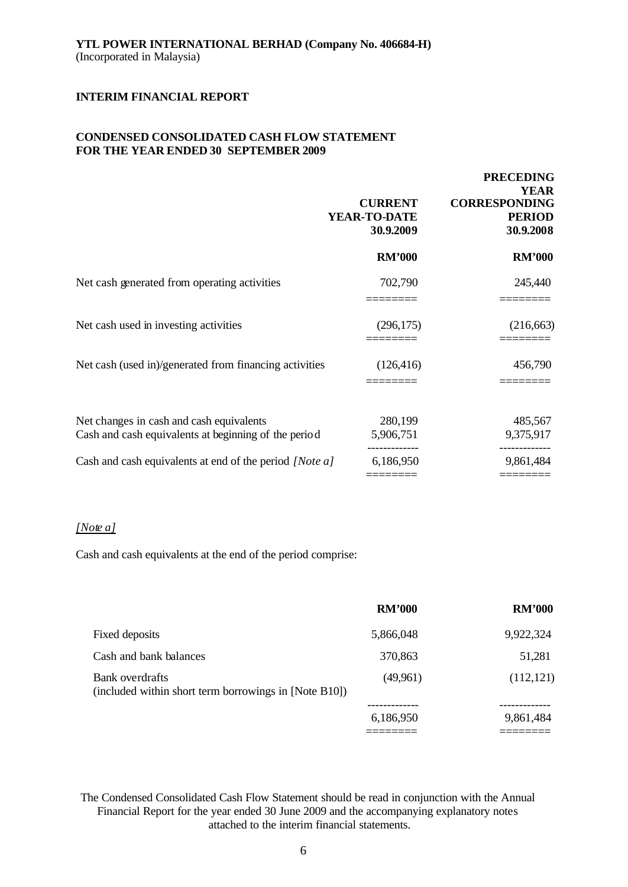**YTL POWER INTERNATIONAL BERHAD (Company No. 406684-H)**
(Incorporated in Malaysia)

**INTERIM FINANCIAL REPORT**

**CONDENSED CONSOLIDATED CASH FLOW STATEMENT FOR THE YEAR ENDED 30 SEPTEMBER 2009**

| | CURRENT YEAR-TO-DATE 30.9.2009 | PRECEDING YEAR CORRESPONDING PERIOD 30.9.2008 |
|---|---|---|
| | RM'000 | RM'000 |
| Net cash generated from operating activities | 702,790 | 245,440 |
| Net cash used in investing activities | (296,175) | (216,663) |
| Net cash (used in)/generated from financing activities | (126,416) | 456,790 |
| Net changes in cash and cash equivalents | 280,199 | 485,567 |
| Cash and cash equivalents at beginning of the period | 5,906,751 | 9,375,917 |
| Cash and cash equivalents at end of the period *[Note a]* | 6,186,950 | 9,861,484 |

*[Note a]*

Cash and cash equivalents at the end of the period comprise:

| | RM'000 | RM'000 |
|---|---|---|
| Fixed deposits | 5,866,048 | 9,922,324 |
| Cash and bank balances | 370,863 | 51,281 |
| Bank overdrafts (included within short term borrowings in [Note B10]) | (49,961) | (112,121) |
| | 6,186,950 | 9,861,484 |

The Condensed Consolidated Cash Flow Statement should be read in conjunction with the Annual Financial Report for the year ended 30 June 2009 and the accompanying explanatory notes attached to the interim financial statements.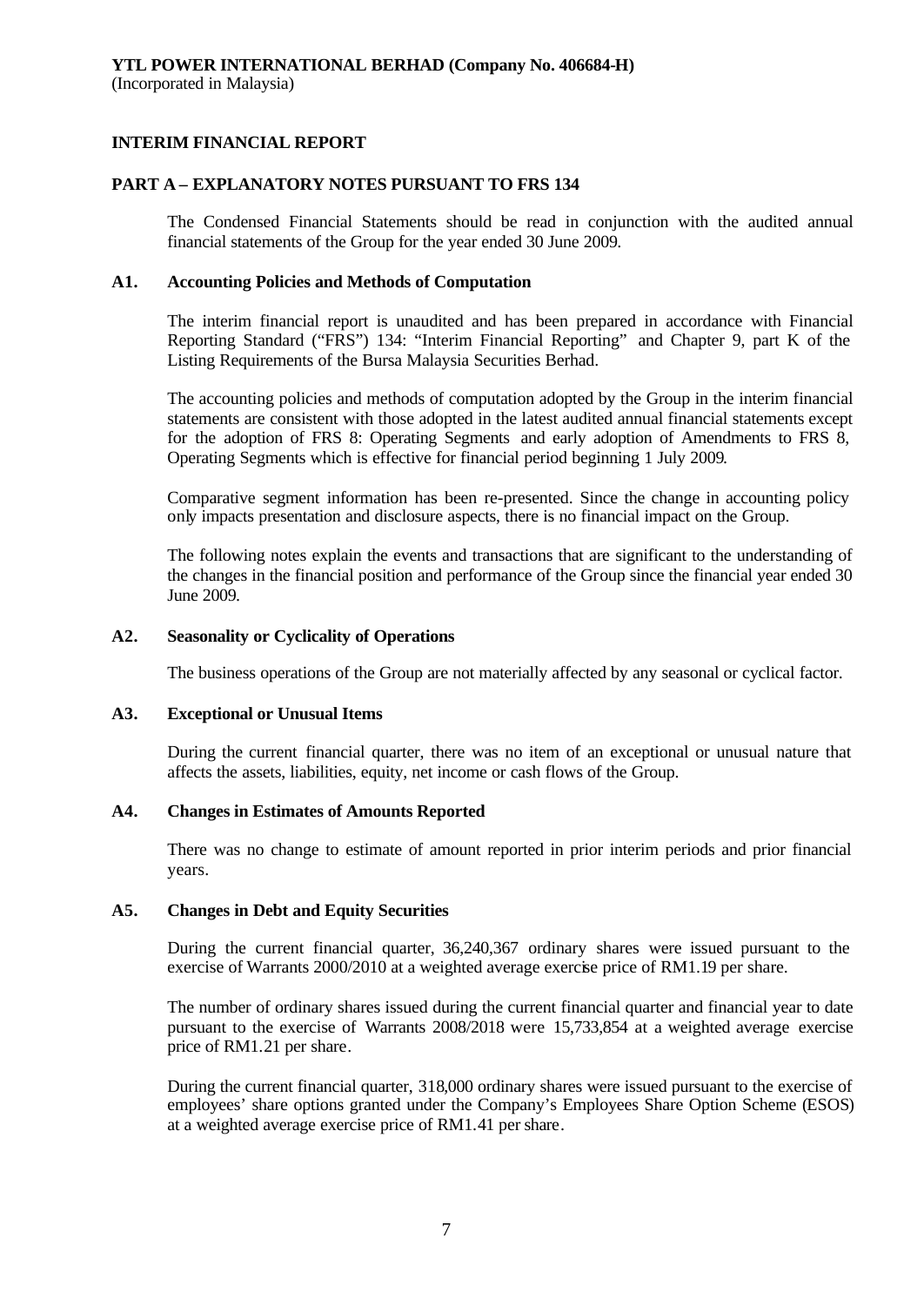**YTL POWER INTERNATIONAL BERHAD (Company No. 406684-H)**
(Incorporated in Malaysia)

## INTERIM FINANCIAL REPORT

### PART A – EXPLANATORY NOTES PURSUANT TO FRS 134

The Condensed Financial Statements should be read in conjunction with the audited annual financial statements of the Group for the year ended 30 June 2009.

### A1. Accounting Policies and Methods of Computation

The interim financial report is unaudited and has been prepared in accordance with Financial Reporting Standard ("FRS") 134: "Interim Financial Reporting" and Chapter 9, part K of the Listing Requirements of the Bursa Malaysia Securities Berhad.

The accounting policies and methods of computation adopted by the Group in the interim financial statements are consistent with those adopted in the latest audited annual financial statements except for the adoption of FRS 8: Operating Segments and early adoption of Amendments to FRS 8, Operating Segments which is effective for financial period beginning 1 July 2009.

Comparative segment information has been re-presented. Since the change in accounting policy only impacts presentation and disclosure aspects, there is no financial impact on the Group.

The following notes explain the events and transactions that are significant to the understanding of the changes in the financial position and performance of the Group since the financial year ended 30 June 2009.

### A2. Seasonality or Cyclicality of Operations

The business operations of the Group are not materially affected by any seasonal or cyclical factor.

### A3. Exceptional or Unusual Items

During the current financial quarter, there was no item of an exceptional or unusual nature that affects the assets, liabilities, equity, net income or cash flows of the Group.

### A4. Changes in Estimates of Amounts Reported

There was no change to estimate of amount reported in prior interim periods and prior financial years.

### A5. Changes in Debt and Equity Securities

During the current financial quarter, 36,240,367 ordinary shares were issued pursuant to the exercise of Warrants 2000/2010 at a weighted average exercise price of RM1.19 per share.

The number of ordinary shares issued during the current financial quarter and financial year to date pursuant to the exercise of Warrants 2008/2018 were 15,733,854 at a weighted average exercise price of RM1.21 per share.

During the current financial quarter, 318,000 ordinary shares were issued pursuant to the exercise of employees' share options granted under the Company's Employees Share Option Scheme (ESOS) at a weighted average exercise price of RM1.41 per share.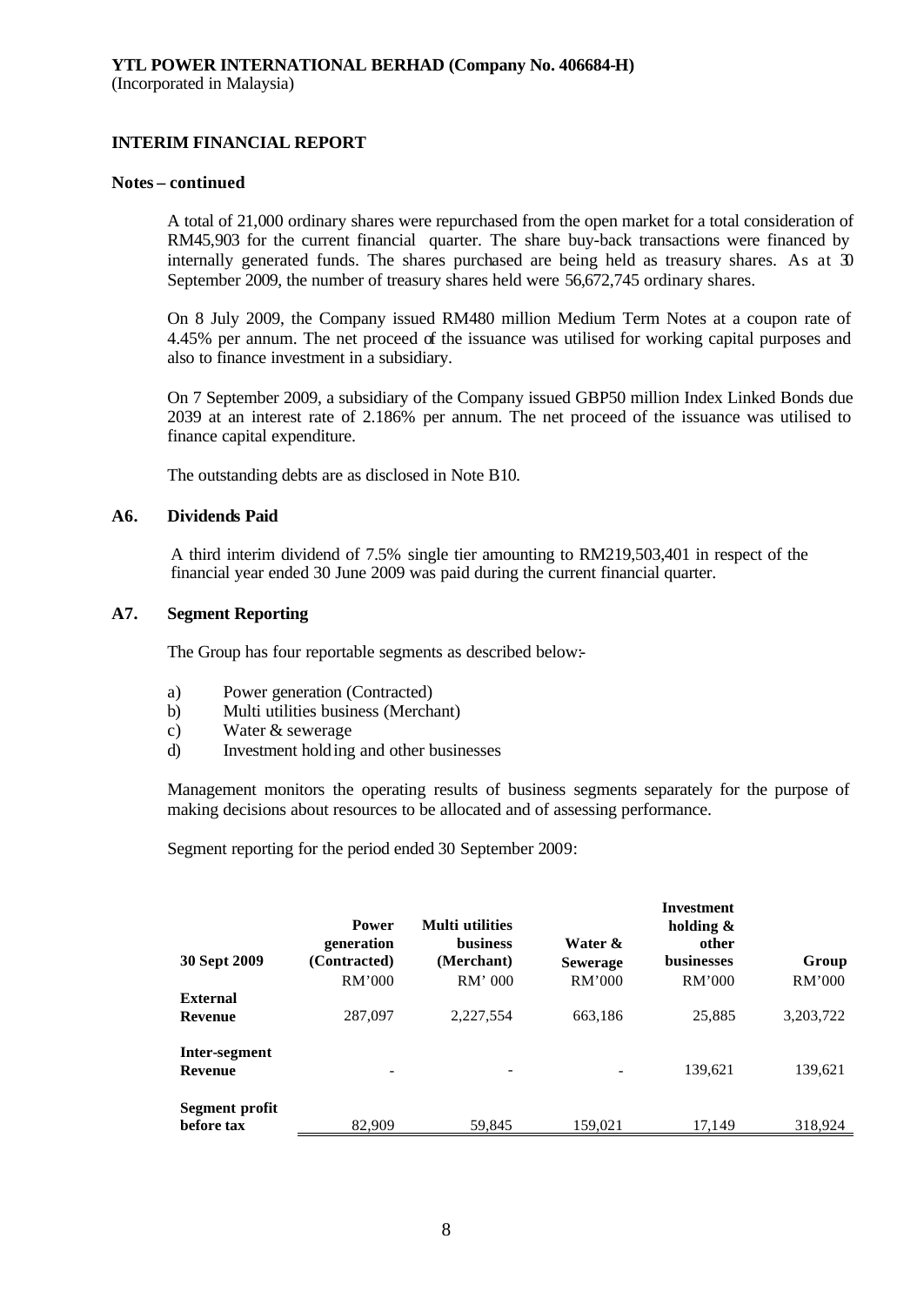**INTERIM FINANCIAL REPORT**

**Notes – continued**

A total of 21,000 ordinary shares were repurchased from the open market for a total consideration of RM45,903 for the current financial quarter. The share buy-back transactions were financed by internally generated funds. The shares purchased are being held as treasury shares. As at 30 September 2009, the number of treasury shares held were 56,672,745 ordinary shares.

On 8 July 2009, the Company issued RM480 million Medium Term Notes at a coupon rate of 4.45% per annum. The net proceed of the issuance was utilised for working capital purposes and also to finance investment in a subsidiary.

On 7 September 2009, a subsidiary of the Company issued GBP50 million Index Linked Bonds due 2039 at an interest rate of 2.186% per annum. The net proceed of the issuance was utilised to finance capital expenditure.

The outstanding debts are as disclosed in Note B10.

## A6. Dividends Paid

A third interim dividend of 7.5% single tier amounting to RM219,503,401 in respect of the financial year ended 30 June 2009 was paid during the current financial quarter.

## A7. Segment Reporting

The Group has four reportable segments as described below:-

a) Power generation (Contracted)
b) Multi utilities business (Merchant)
c) Water & sewerage
d) Investment holding and other businesses

Management monitors the operating results of business segments separately for the purpose of making decisions about resources to be allocated and of assessing performance.

Segment reporting for the period ended 30 September 2009:

| 30 Sept 2009 | Power generation (Contracted) | Multi utilities business (Merchant) | Water & Sewerage | Investment holding & other businesses | Group |
|---|---|---|---|---|---|
| | RM'000 | RM' 000 | RM'000 | RM'000 | RM'000 |
| **External Revenue** | 287,097 | 2,227,554 | 663,186 | 25,885 | 3,203,722 |
| **Inter-segment Revenue** | - | - | - | 139,621 | 139,621 |
| **Segment profit before tax** | 82,909 | 59,845 | 159,021 | 17,149 | 318,924 |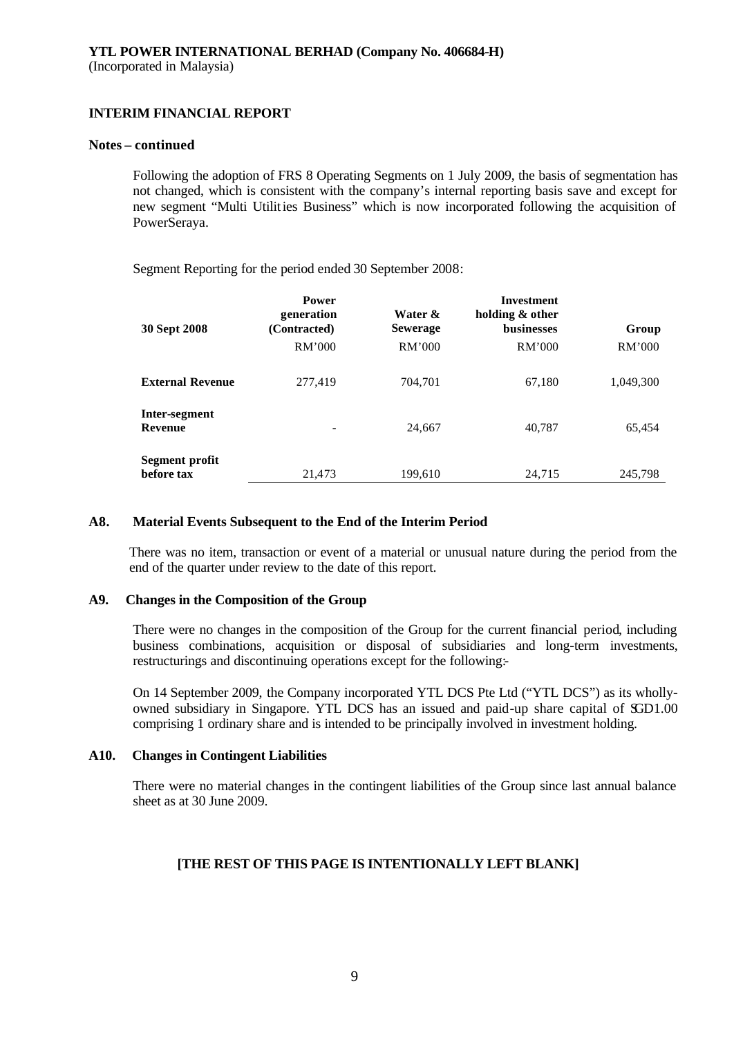**YTL POWER INTERNATIONAL BERHAD (Company No. 406684-H)**
(Incorporated in Malaysia)

**INTERIM FINANCIAL REPORT**

**Notes – continued**

Following the adoption of FRS 8 Operating Segments on 1 July 2009, the basis of segmentation has not changed, which is consistent with the company's internal reporting basis save and except for new segment "Multi Utilities Business" which is now incorporated following the acquisition of PowerSeraya.

Segment Reporting for the period ended 30 September 2008:

| 30 Sept 2008 | Power generation (Contracted) | Water & Sewerage | Investment holding & other businesses | Group |
|---|---|---|---|---|
| | RM'000 | RM'000 | RM'000 | RM'000 |
| **External Revenue** | 277,419 | 704,701 | 67,180 | 1,049,300 |
| **Inter-segment Revenue** | - | 24,667 | 40,787 | 65,454 |
| **Segment profit before tax** | 21,473 | 199,610 | 24,715 | 245,798 |

### A8. Material Events Subsequent to the End of the Interim Period

There was no item, transaction or event of a material or unusual nature during the period from the end of the quarter under review to the date of this report.

### A9. Changes in the Composition of the Group

There were no changes in the composition of the Group for the current financial period, including business combinations, acquisition or disposal of subsidiaries and long-term investments, restructurings and discontinuing operations except for the following:-

On 14 September 2009, the Company incorporated YTL DCS Pte Ltd ("YTL DCS") as its wholly-owned subsidiary in Singapore. YTL DCS has an issued and paid-up share capital of SGD1.00 comprising 1 ordinary share and is intended to be principally involved in investment holding.

### A10. Changes in Contingent Liabilities

There were no material changes in the contingent liabilities of the Group since last annual balance sheet as at 30 June 2009.

**[THE REST OF THIS PAGE IS INTENTIONALLY LEFT BLANK]**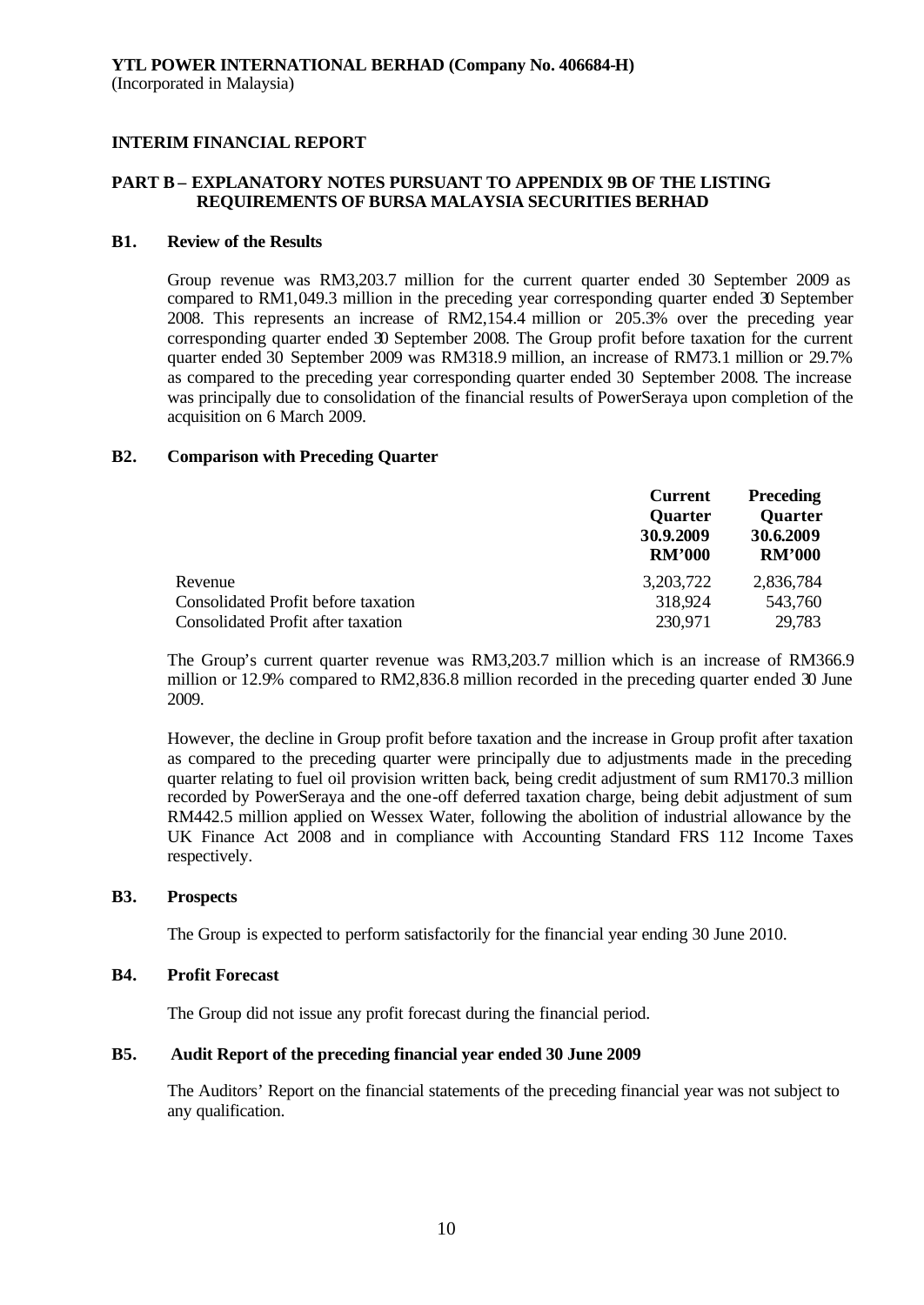**YTL POWER INTERNATIONAL BERHAD (Company No. 406684-H)**
(Incorporated in Malaysia)

**INTERIM FINANCIAL REPORT**

**PART B – EXPLANATORY NOTES PURSUANT TO APPENDIX 9B OF THE LISTING REQUIREMENTS OF BURSA MALAYSIA SECURITIES BERHAD**

**B1. Review of the Results**

Group revenue was RM3,203.7 million for the current quarter ended 30 September 2009 as compared to RM1,049.3 million in the preceding year corresponding quarter ended 30 September 2008. This represents an increase of RM2,154.4 million or 205.3% over the preceding year corresponding quarter ended 30 September 2008. The Group profit before taxation for the current quarter ended 30 September 2009 was RM318.9 million, an increase of RM73.1 million or 29.7% as compared to the preceding year corresponding quarter ended 30 September 2008. The increase was principally due to consolidation of the financial results of PowerSeraya upon completion of the acquisition on 6 March 2009.

**B2. Comparison with Preceding Quarter**

| | Current Quarter 30.9.2009 RM'000 | Preceding Quarter 30.6.2009 RM'000 |
|---|---|---|
| Revenue | 3,203,722 | 2,836,784 |
| Consolidated Profit before taxation | 318,924 | 543,760 |
| Consolidated Profit after taxation | 230,971 | 29,783 |

The Group's current quarter revenue was RM3,203.7 million which is an increase of RM366.9 million or 12.9% compared to RM2,836.8 million recorded in the preceding quarter ended 30 June 2009.

However, the decline in Group profit before taxation and the increase in Group profit after taxation as compared to the preceding quarter were principally due to adjustments made in the preceding quarter relating to fuel oil provision written back, being credit adjustment of sum RM170.3 million recorded by PowerSeraya and the one-off deferred taxation charge, being debit adjustment of sum RM442.5 million applied on Wessex Water, following the abolition of industrial allowance by the UK Finance Act 2008 and in compliance with Accounting Standard FRS 112 Income Taxes respectively.

**B3. Prospects**

The Group is expected to perform satisfactorily for the financial year ending 30 June 2010.

**B4. Profit Forecast**

The Group did not issue any profit forecast during the financial period.

**B5. Audit Report of the preceding financial year ended 30 June 2009**

The Auditors' Report on the financial statements of the preceding financial year was not subject to any qualification.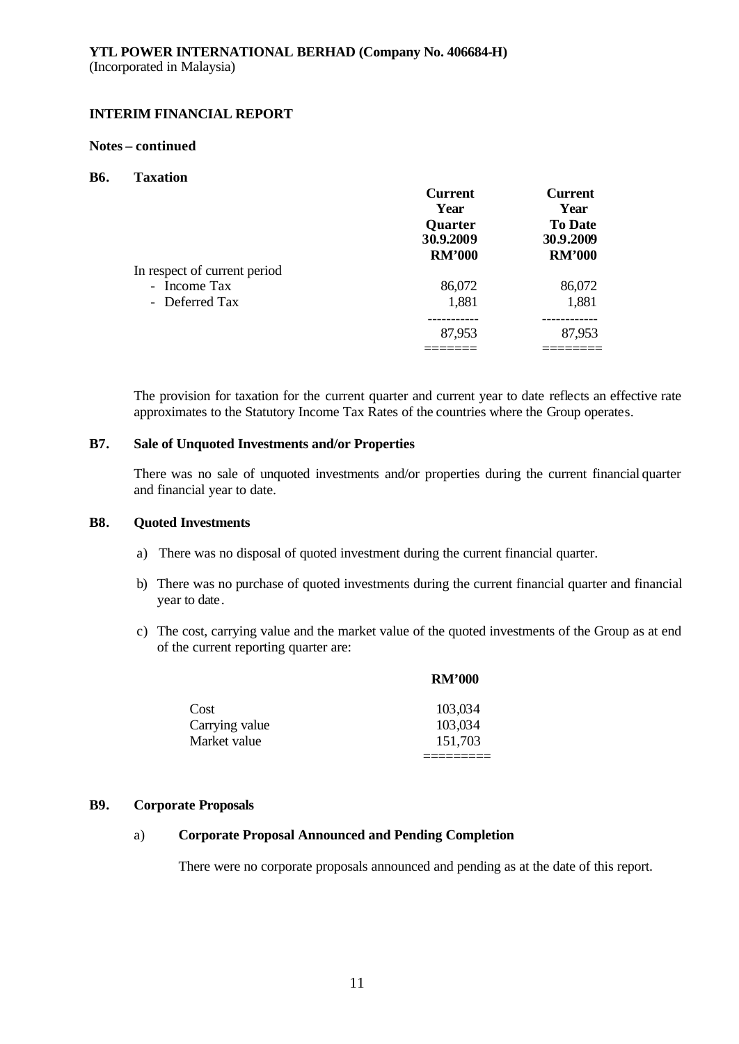**YTL POWER INTERNATIONAL BERHAD (Company No. 406684-H)**
(Incorporated in Malaysia)

**INTERIM FINANCIAL REPORT**

**Notes – continued**

**B6. Taxation**

| | Current Year Quarter 30.9.2009 RM'000 | Current Year To Date 30.9.2009 RM'000 |
|---|---|---|
| In respect of current period | | |
| - Income Tax | 86,072 | 86,072 |
| - Deferred Tax | 1,881 | 1,881 |
| | 87,953 | 87,953 |

The provision for taxation for the current quarter and current year to date reflects an effective rate approximates to the Statutory Income Tax Rates of the countries where the Group operates.

**B7. Sale of Unquoted Investments and/or Properties**

There was no sale of unquoted investments and/or properties during the current financial quarter and financial year to date.

**B8. Quoted Investments**

a) There was no disposal of quoted investment during the current financial quarter.

b) There was no purchase of quoted investments during the current financial quarter and financial year to date.

c) The cost, carrying value and the market value of the quoted investments of the Group as at end of the current reporting quarter are:

| | RM'000 |
|---|---|
| Cost | 103,034 |
| Carrying value | 103,034 |
| Market value | 151,703 |

**B9. Corporate Proposals**

a) **Corporate Proposal Announced and Pending Completion**

There were no corporate proposals announced and pending as at the date of this report.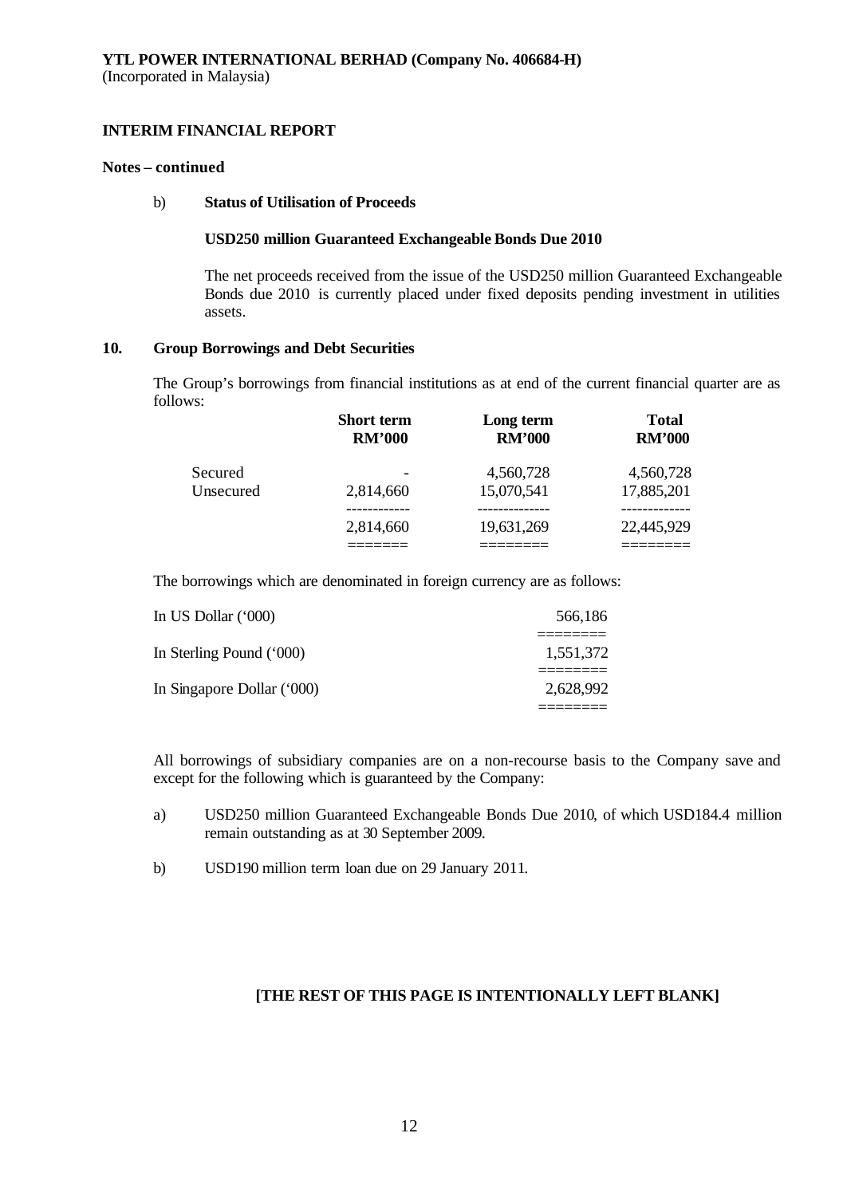**YTL POWER INTERNATIONAL BERHAD (Company No. 406684-H)**
(Incorporated in Malaysia)

**INTERIM FINANCIAL REPORT**

**Notes – continued**

b) **Status of Utilisation of Proceeds**

**USD250 million Guaranteed Exchangeable Bonds Due 2010**

The net proceeds received from the issue of the USD250 million Guaranteed Exchangeable Bonds due 2010 is currently placed under fixed deposits pending investment in utilities assets.

## 10. Group Borrowings and Debt Securities

The Group's borrowings from financial institutions as at end of the current financial quarter are as follows:

| | Short term RM'000 | Long term RM'000 | Total RM'000 |
|---|---|---|---|
| Secured | - | 4,560,728 | 4,560,728 |
| Unsecured | 2,814,660 | 15,070,541 | 17,885,201 |
| | 2,814,660 | 19,631,269 | 22,445,929 |

The borrowings which are denominated in foreign currency are as follows:

| | |
|---|---|
| In US Dollar ('000) | 566,186 |
| In Sterling Pound ('000) | 1,551,372 |
| In Singapore Dollar ('000) | 2,628,992 |

All borrowings of subsidiary companies are on a non-recourse basis to the Company save and except for the following which is guaranteed by the Company:

a) USD250 million Guaranteed Exchangeable Bonds Due 2010, of which USD184.4 million remain outstanding as at 30 September 2009.

b) USD190 million term loan due on 29 January 2011.

**[THE REST OF THIS PAGE IS INTENTIONALLY LEFT BLANK]**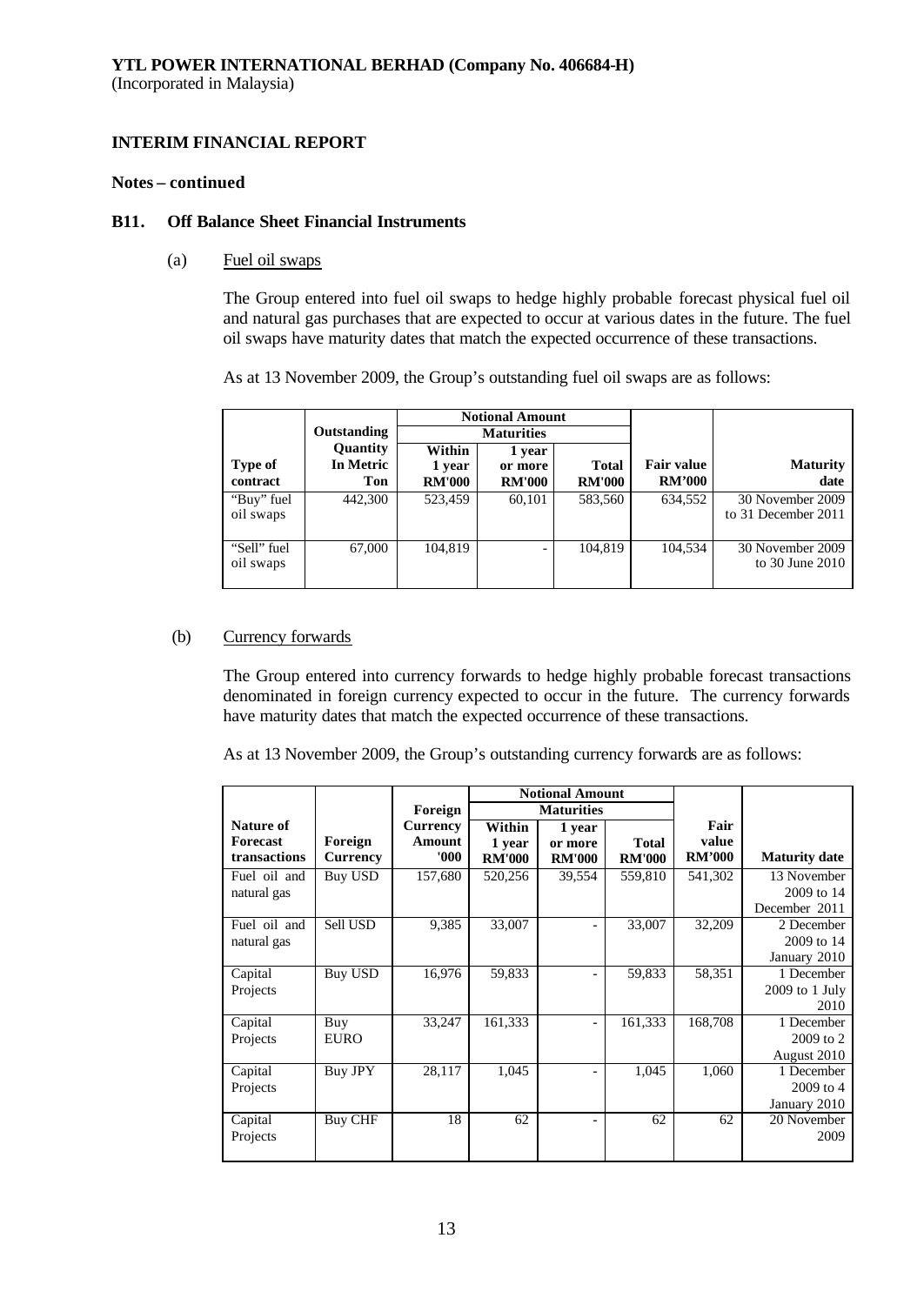**YTL POWER INTERNATIONAL BERHAD (Company No. 406684-H)**
(Incorporated in Malaysia)

**INTERIM FINANCIAL REPORT**

**Notes – continued**

**B11. Off Balance Sheet Financial Instruments**

(a) Fuel oil swaps

The Group entered into fuel oil swaps to hedge highly probable forecast physical fuel oil and natural gas purchases that are expected to occur at various dates in the future. The fuel oil swaps have maturity dates that match the expected occurrence of these transactions.

As at 13 November 2009, the Group's outstanding fuel oil swaps are as follows:

| Type of contract | Outstanding Quantity In Metric Ton | Notional Amount Maturities Within 1 year RM'000 | 1 year or more RM'000 | Total RM'000 | Fair value RM'000 | Maturity date |
|---|---|---|---|---|---|---|
| "Buy" fuel oil swaps | 442,300 | 523,459 | 60,101 | 583,560 | 634,552 | 30 November 2009 to 31 December 2011 |
| "Sell" fuel oil swaps | 67,000 | 104,819 | - | 104,819 | 104,534 | 30 November 2009 to 30 June 2010 |

(b) Currency forwards

The Group entered into currency forwards to hedge highly probable forecast transactions denominated in foreign currency expected to occur in the future. The currency forwards have maturity dates that match the expected occurrence of these transactions.

As at 13 November 2009, the Group's outstanding currency forwards are as follows:

| Nature of Forecast transactions | Foreign Currency | Foreign Currency Amount '000 | Notional Amount Maturities Within 1 year RM'000 | 1 year or more RM'000 | Total RM'000 | Fair value RM'000 | Maturity date |
|---|---|---|---|---|---|---|---|
| Fuel oil and natural gas | Buy USD | 157,680 | 520,256 | 39,554 | 559,810 | 541,302 | 13 November 2009 to 14 December 2011 |
| Fuel oil and natural gas | Sell USD | 9,385 | 33,007 | - | 33,007 | 32,209 | 2 December 2009 to 14 January 2010 |
| Capital Projects | Buy USD | 16,976 | 59,833 | - | 59,833 | 58,351 | 1 December 2009 to 1 July 2010 |
| Capital Projects | Buy EURO | 33,247 | 161,333 | - | 161,333 | 168,708 | 1 December 2009 to 2 August 2010 |
| Capital Projects | Buy JPY | 28,117 | 1,045 | - | 1,045 | 1,060 | 1 December 2009 to 4 January 2010 |
| Capital Projects | Buy CHF | 18 | 62 | - | 62 | 62 | 20 November 2009 |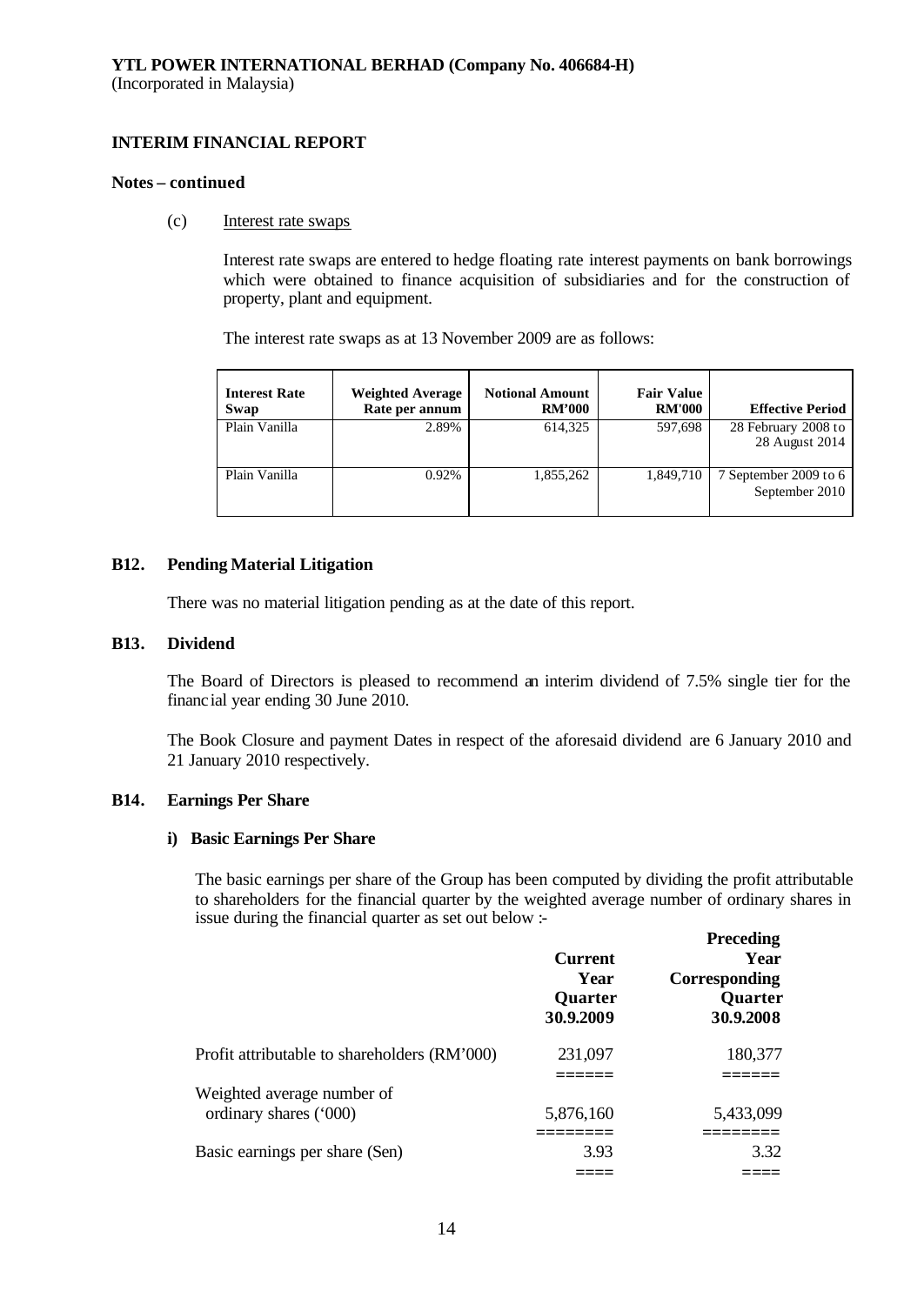**YTL POWER INTERNATIONAL BERHAD (Company No. 406684-H)**
(Incorporated in Malaysia)

**INTERIM FINANCIAL REPORT**

**Notes – continued**

(c) Interest rate swaps

Interest rate swaps are entered to hedge floating rate interest payments on bank borrowings which were obtained to finance acquisition of subsidiaries and for the construction of property, plant and equipment.

The interest rate swaps as at 13 November 2009 are as follows:

| Interest Rate Swap | Weighted Average Rate per annum | Notional Amount RM'000 | Fair Value RM'000 | Effective Period |
|---|---|---|---|---|
| Plain Vanilla | 2.89% | 614,325 | 597,698 | 28 February 2008 to 28 August 2014 |
| Plain Vanilla | 0.92% | 1,855,262 | 1,849,710 | 7 September 2009 to 6 September 2010 |

## B12. Pending Material Litigation

There was no material litigation pending as at the date of this report.

## B13. Dividend

The Board of Directors is pleased to recommend an interim dividend of 7.5% single tier for the financial year ending 30 June 2010.

The Book Closure and payment Dates in respect of the aforesaid dividend are 6 January 2010 and 21 January 2010 respectively.

## B14. Earnings Per Share

### i) Basic Earnings Per Share

The basic earnings per share of the Group has been computed by dividing the profit attributable to shareholders for the financial quarter by the weighted average number of ordinary shares in issue during the financial quarter as set out below :-

| | Current Year Quarter 30.9.2009 | Preceding Year Corresponding Quarter 30.9.2008 |
|---|---|---|
| Profit attributable to shareholders (RM'000) | 231,097 | 180,377 |
| Weighted average number of ordinary shares ('000) | 5,876,160 | 5,433,099 |
| Basic earnings per share (Sen) | 3.93 | 3.32 |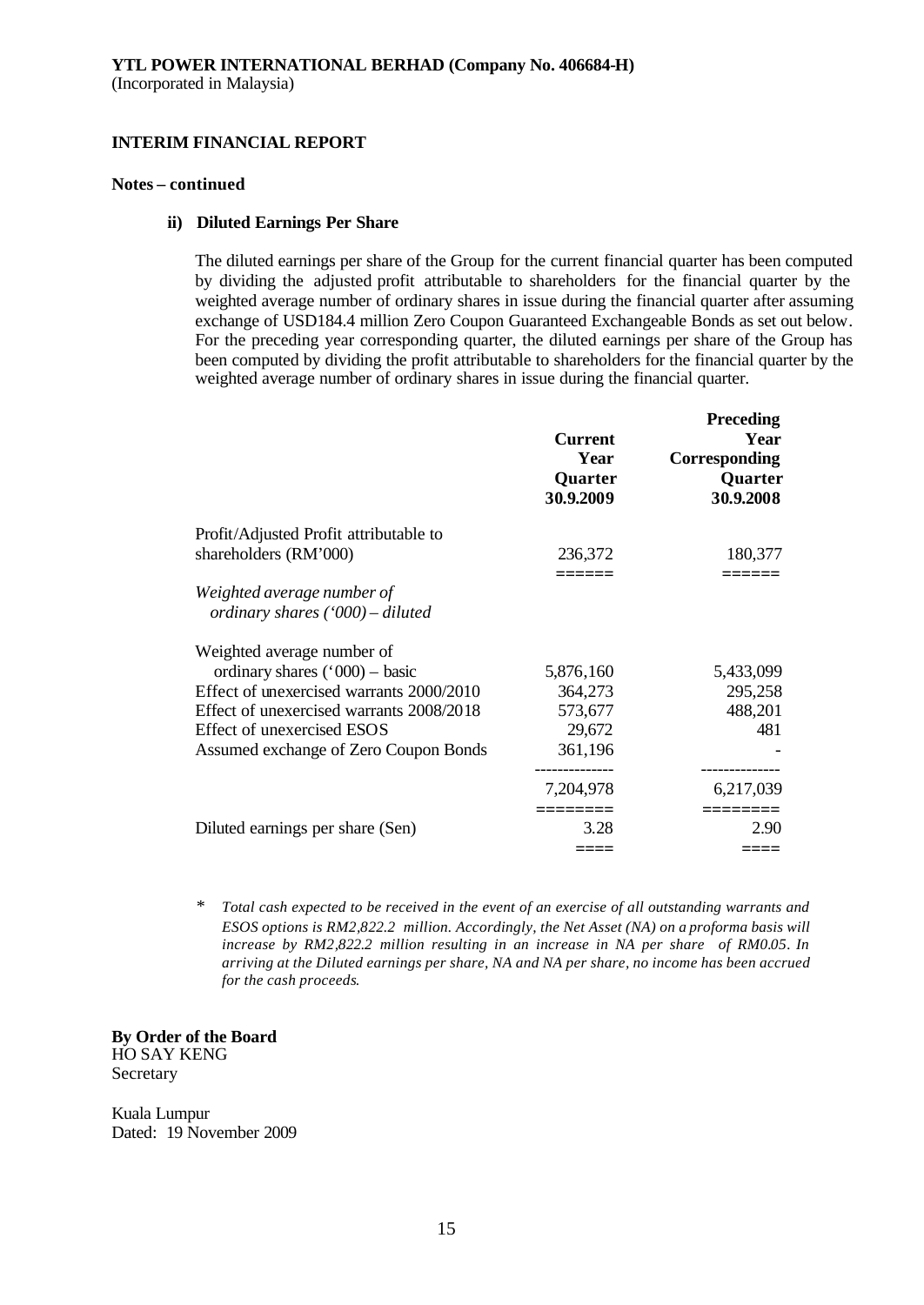**YTL POWER INTERNATIONAL BERHAD (Company No. 406684-H)**
(Incorporated in Malaysia)

**INTERIM FINANCIAL REPORT**

**Notes – continued**

**ii) Diluted Earnings Per Share**

The diluted earnings per share of the Group for the current financial quarter has been computed by dividing the adjusted profit attributable to shareholders for the financial quarter by the weighted average number of ordinary shares in issue during the financial quarter after assuming exchange of USD184.4 million Zero Coupon Guaranteed Exchangeable Bonds as set out below. For the preceding year corresponding quarter, the diluted earnings per share of the Group has been computed by dividing the profit attributable to shareholders for the financial quarter by the weighted average number of ordinary shares in issue during the financial quarter.

| | Current Year Quarter 30.9.2009 | Preceding Year Corresponding Quarter 30.9.2008 |
|---|---|---|
| Profit/Adjusted Profit attributable to shareholders (RM'000) | 236,372 | 180,377 |
| *Weighted average number of ordinary shares ('000) – diluted* | | |
| Weighted average number of ordinary shares ('000) – basic | 5,876,160 | 5,433,099 |
| Effect of unexercised warrants 2000/2010 | 364,273 | 295,258 |
| Effect of unexercised warrants 2008/2018 | 573,677 | 488,201 |
| Effect of unexercised ESOS | 29,672 | 481 |
| Assumed exchange of Zero Coupon Bonds | 361,196 | - |
| | 7,204,978 | 6,217,039 |
| Diluted earnings per share (Sen) | 3.28 | 2.90 |

\* *Total cash expected to be received in the event of an exercise of all outstanding warrants and ESOS options is RM2,822.2 million. Accordingly, the Net Asset (NA) on a proforma basis will increase by RM2,822.2 million resulting in an increase in NA per share of RM0.05. In arriving at the Diluted earnings per share, NA and NA per share, no income has been accrued for the cash proceeds.*

**By Order of the Board**
HO SAY KENG
Secretary

Kuala Lumpur
Dated: 19 November 2009